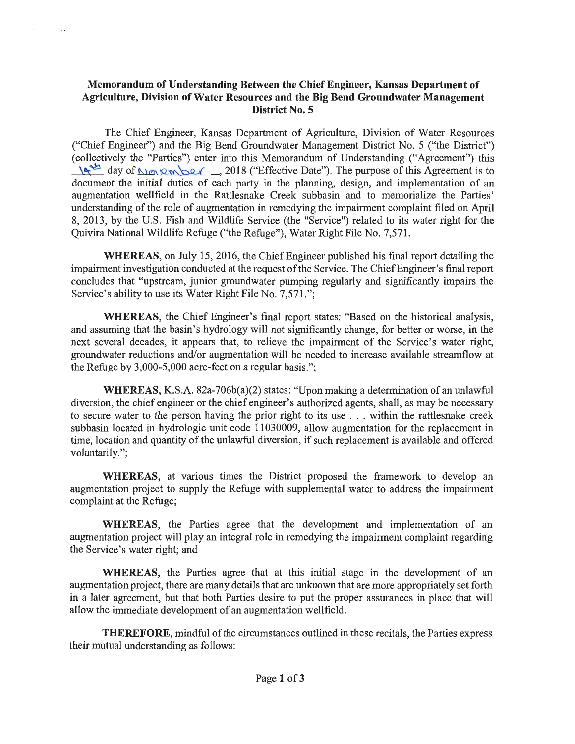**Memorandum of Understanding Between the Chief Engineer, Kansas Department of Agriculture, Division of Water Resources and the Big Bend Groundwater Management District No. 5**

The Chief Engineer, Kansas Department of Agriculture, Division of Water Resources ("Chief Engineer") and the Big Bend Groundwater Management District No. 5 ("the District") (collectively the "Parties") enter into this Memorandum of Understanding ("Agreement") this 14th day of November, 2018 ("Effective Date"). The purpose of this Agreement is to document the initial duties of each party in the planning, design, and implementation of an augmentation wellfield in the Rattlesnake Creek subbasin and to memorialize the Parties' understanding of the role of augmentation in remedying the impairment complaint filed on April 8, 2013, by the U.S. Fish and Wildlife Service (the "Service") related to its water right for the Quivira National Wildlife Refuge ("the Refuge"), Water Right File No. 7,571.

**WHEREAS**, on July 15, 2016, the Chief Engineer published his final report detailing the impairment investigation conducted at the request of the Service. The Chief Engineer's final report concludes that "upstream, junior groundwater pumping regularly and significantly impairs the Service's ability to use its Water Right File No. 7,571.";

**WHEREAS**, the Chief Engineer's final report states: "Based on the historical analysis, and assuming that the basin's hydrology will not significantly change, for better or worse, in the next several decades, it appears that, to relieve the impairment of the Service's water right, groundwater reductions and/or augmentation will be needed to increase available streamflow at the Refuge by 3,000-5,000 acre-feet on a regular basis.";

**WHEREAS**, K.S.A. 82a-706b(a)(2) states: "Upon making a determination of an unlawful diversion, the chief engineer or the chief engineer's authorized agents, shall, as may be necessary to secure water to the person having the prior right to its use . . . within the rattlesnake creek subbasin located in hydrologic unit code 11030009, allow augmentation for the replacement in time, location and quantity of the unlawful diversion, if such replacement is available and offered voluntarily.";

**WHEREAS**, at various times the District proposed the framework to develop an augmentation project to supply the Refuge with supplemental water to address the impairment complaint at the Refuge;

**WHEREAS**, the Parties agree that the development and implementation of an augmentation project will play an integral role in remedying the impairment complaint regarding the Service's water right; and

**WHEREAS**, the Parties agree that at this initial stage in the development of an augmentation project, there are many details that are unknown that are more appropriately set forth in a later agreement, but that both Parties desire to put the proper assurances in place that will allow the immediate development of an augmentation wellfield.

**THEREFORE**, mindful of the circumstances outlined in these recitals, the Parties express their mutual understanding as follows: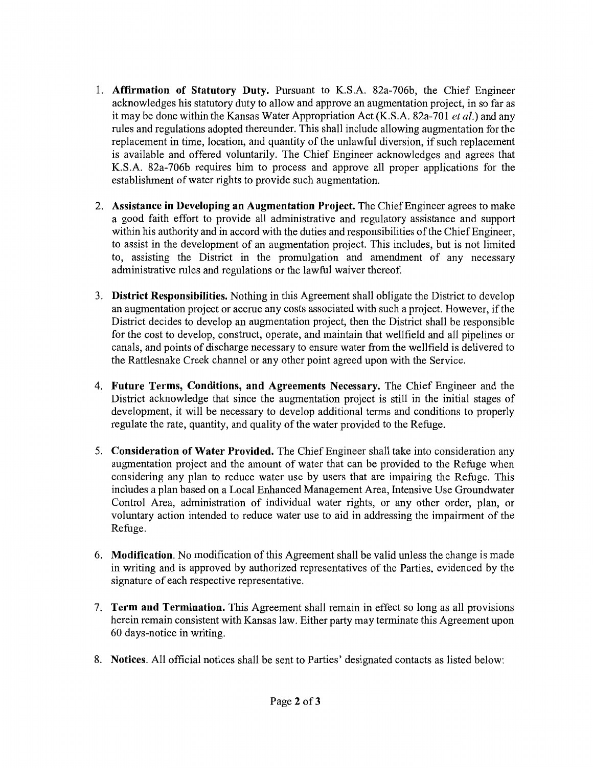1. **Affirmation of Statutory Duty.** Pursuant to K.S.A. 82a-706b, the Chief Engineer acknowledges his statutory duty to allow and approve an augmentation project, in so far as it may be done within the Kansas Water Appropriation Act (K.S.A. 82a-701 *et al.*) and any rules and regulations adopted thereunder. This shall include allowing augmentation for the replacement in time, location, and quantity of the unlawful diversion, if such replacement is available and offered voluntarily. The Chief Engineer acknowledges and agrees that K.S.A. 82a-706b requires him to process and approve all proper applications for the establishment of water rights to provide such augmentation.

2. **Assistance in Developing an Augmentation Project.** The Chief Engineer agrees to make a good faith effort to provide all administrative and regulatory assistance and support within his authority and in accord with the duties and responsibilities of the Chief Engineer, to assist in the development of an augmentation project. This includes, but is not limited to, assisting the District in the promulgation and amendment of any necessary administrative rules and regulations or the lawful waiver thereof.

3. **District Responsibilities.** Nothing in this Agreement shall obligate the District to develop an augmentation project or accrue any costs associated with such a project. However, if the District decides to develop an augmentation project, then the District shall be responsible for the cost to develop, construct, operate, and maintain that wellfield and all pipelines or canals, and points of discharge necessary to ensure water from the wellfield is delivered to the Rattlesnake Creek channel or any other point agreed upon with the Service.

4. **Future Terms, Conditions, and Agreements Necessary.** The Chief Engineer and the District acknowledge that since the augmentation project is still in the initial stages of development, it will be necessary to develop additional terms and conditions to properly regulate the rate, quantity, and quality of the water provided to the Refuge.

5. **Consideration of Water Provided.** The Chief Engineer shall take into consideration any augmentation project and the amount of water that can be provided to the Refuge when considering any plan to reduce water use by users that are impairing the Refuge. This includes a plan based on a Local Enhanced Management Area, Intensive Use Groundwater Control Area, administration of individual water rights, or any other order, plan, or voluntary action intended to reduce water use to aid in addressing the impairment of the Refuge.

6. **Modification.** No modification of this Agreement shall be valid unless the change is made in writing and is approved by authorized representatives of the Parties, evidenced by the signature of each respective representative.

7. **Term and Termination.** This Agreement shall remain in effect so long as all provisions herein remain consistent with Kansas law. Either party may terminate this Agreement upon 60 days-notice in writing.

8. **Notices.** All official notices shall be sent to Parties' designated contacts as listed below: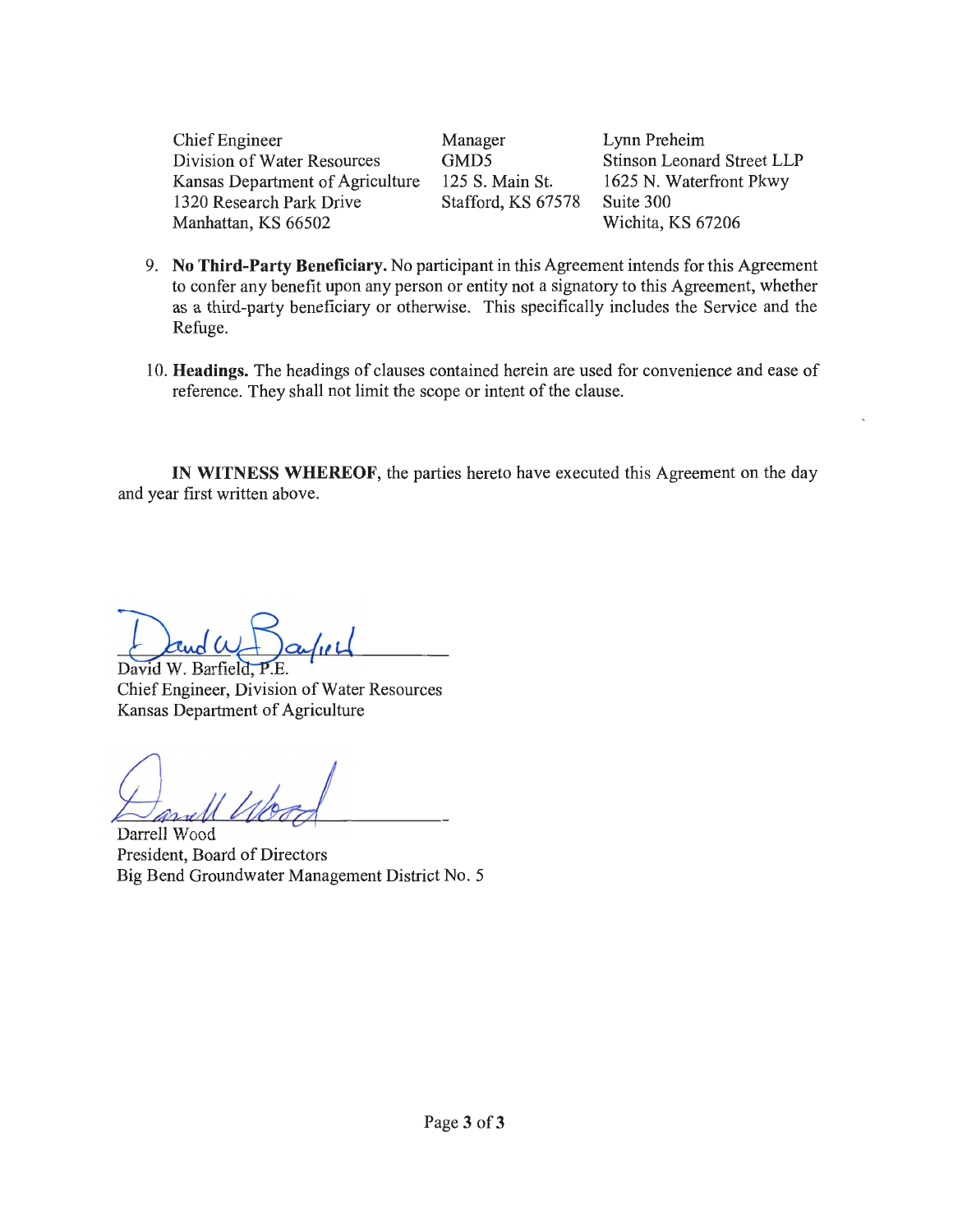| Chief Engineer | Manager | Lynn Preheim |
|---|---|---|
| Division of Water Resources | GMD5 | Stinson Leonard Street LLP |
| Kansas Department of Agriculture | 125 S. Main St. | 1625 N. Waterfront Pkwy |
| 1320 Research Park Drive | Stafford, KS 67578 | Suite 300 |
| Manhattan, KS 66502 | | Wichita, KS 67206 |

9. **No Third-Party Beneficiary.** No participant in this Agreement intends for this Agreement to confer any benefit upon any person or entity not a signatory to this Agreement, whether as a third-party beneficiary or otherwise. This specifically includes the Service and the Refuge.

10. **Headings.** The headings of clauses contained herein are used for convenience and ease of reference. They shall not limit the scope or intent of the clause.

**IN WITNESS WHEREOF**, the parties hereto have executed this Agreement on the day and year first written above.

David W. Barfield, P.E.
Chief Engineer, Division of Water Resources
Kansas Department of Agriculture

Darrell Wood
President, Board of Directors
Big Bend Groundwater Management District No. 5